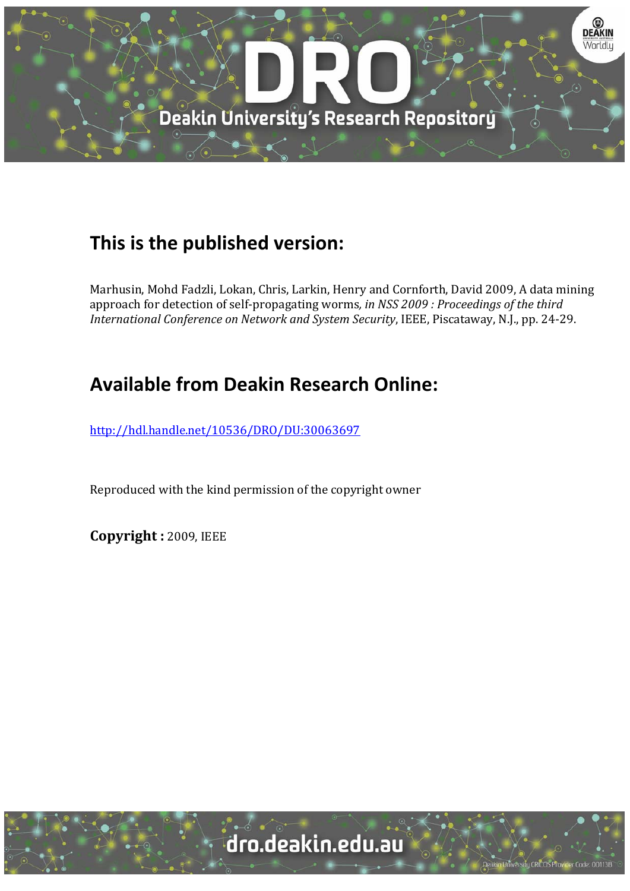## This is the published version:

Marhusin, Mohd Fadzli, Lokan, Chris, Larkin, Henry and Cornforth, David 2009, A data mining approach for detection of self-propagating worms*, in NSS 2009 : Proceedings of the third International Conference on Network and System Security*, IEEE, Piscataway, N.J., pp. 24-29.

## Available from Deakin Research Online:

http://hdl.handle.net/10536/DRO/DU:30063697

Reproduced with the kind permission of the copyright owner

**Copyright :** 2009, IEEE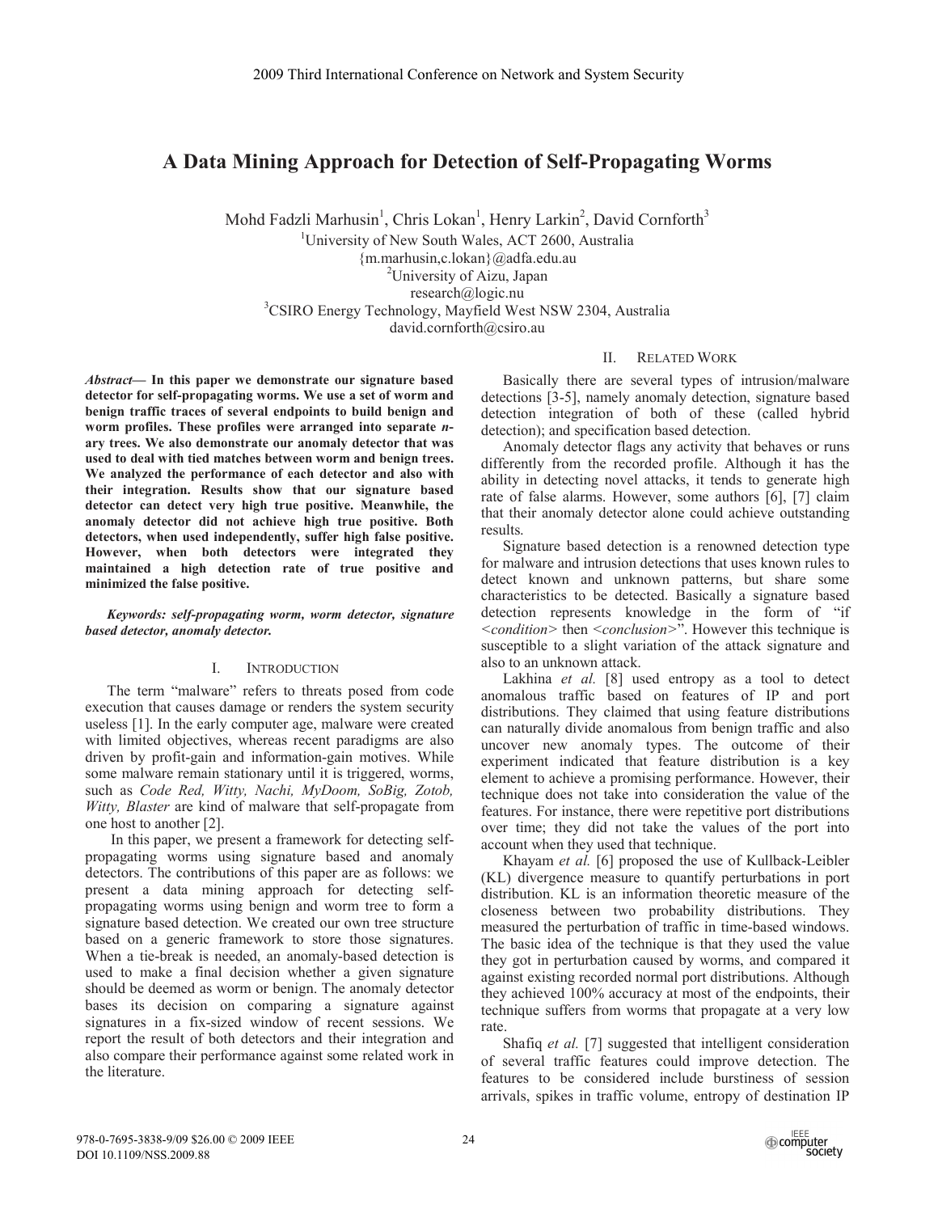# A Data Mining Approach for Detection of Self-Propagating Worms

Mohd Fadzli Marhusin[1], Chris Lokan[1], Henry Larkin[2], David Cornforth[3]

[1]University of New South Wales, ACT 2600, Australia
{m.marhusin,c.lokan}@adfa.edu.au
[2]University of Aizu, Japan
research@logic.nu
[3]CSIRO Energy Technology, Mayfield West NSW 2304, Australia
david.cornforth@csiro.au

***Abstract*— In this paper we demonstrate our signature based detector for self-propagating worms. We use a set of worm and benign traffic traces of several endpoints to build benign and worm profiles. These profiles were arranged into separate *n*-ary trees. We also demonstrate our anomaly detector that was used to deal with tied matches between worm and benign trees. We analyzed the performance of each detector and also with their integration. Results show that our signature based detector can detect very high true positive. Meanwhile, the anomaly detector did not achieve high true positive. Both detectors, when used independently, suffer high false positive. However, when both detectors were integrated they maintained a high detection rate of true positive and minimized the false positive.**

***Keywords: self-propagating worm, worm detector, signature based detector, anomaly detector.***

## I. Introduction

The term "malware" refers to threats posed from code execution that causes damage or renders the system security useless [1]. In the early computer age, malware were created with limited objectives, whereas recent paradigms are also driven by profit-gain and information-gain motives. While some malware remain stationary until it is triggered, worms, such as *Code Red, Witty, Nachi, MyDoom, SoBig, Zotob, Witty, Blaster* are kind of malware that self-propagate from one host to another [2].

In this paper, we present a framework for detecting self-propagating worms using signature based and anomaly detectors. The contributions of this paper are as follows: we present a data mining approach for detecting self-propagating worms using benign and worm tree to form a signature based detection. We created our own tree structure based on a generic framework to store those signatures. When a tie-break is needed, an anomaly-based detection is used to make a final decision whether a given signature should be deemed as worm or benign. The anomaly detector bases its decision on comparing a signature against signatures in a fix-sized window of recent sessions. We report the result of both detectors and their integration and also compare their performance against some related work in the literature.

## II. Related Work

Basically there are several types of intrusion/malware detections [3-5], namely anomaly detection, signature based detection integration of both of these (called hybrid detection); and specification based detection.

Anomaly detector flags any activity that behaves or runs differently from the recorded profile. Although it has the ability in detecting novel attacks, it tends to generate high rate of false alarms. However, some authors [6], [7] claim that their anomaly detector alone could achieve outstanding results.

Signature based detection is a renowned detection type for malware and intrusion detections that uses known rules to detect known and unknown patterns, but share some characteristics to be detected. Basically a signature based detection represents knowledge in the form of "if *<condition>* then *<conclusion>*". However this technique is susceptible to a slight variation of the attack signature and also to an unknown attack.

Lakhina *et al.* [8] used entropy as a tool to detect anomalous traffic based on features of IP and port distributions. They claimed that using feature distributions can naturally divide anomalous from benign traffic and also uncover new anomaly types. The outcome of their experiment indicated that feature distribution is a key element to achieve a promising performance. However, their technique does not take into consideration the value of the features. For instance, there were repetitive port distributions over time; they did not take the values of the port into account when they used that technique.

Khayam *et al.* [6] proposed the use of Kullback-Leibler (KL) divergence measure to quantify perturbations in port distribution. KL is an information theoretic measure of the closeness between two probability distributions. They measured the perturbation of traffic in time-based windows. The basic idea of the technique is that they used the value they got in perturbation caused by worms, and compared it against existing recorded normal port distributions. Although they achieved 100% accuracy at most of the endpoints, their technique suffers from worms that propagate at a very low rate.

Shafiq *et al.* [7] suggested that intelligent consideration of several traffic features could improve detection. The features to be considered include burstiness of session arrivals, spikes in traffic volume, entropy of destination IP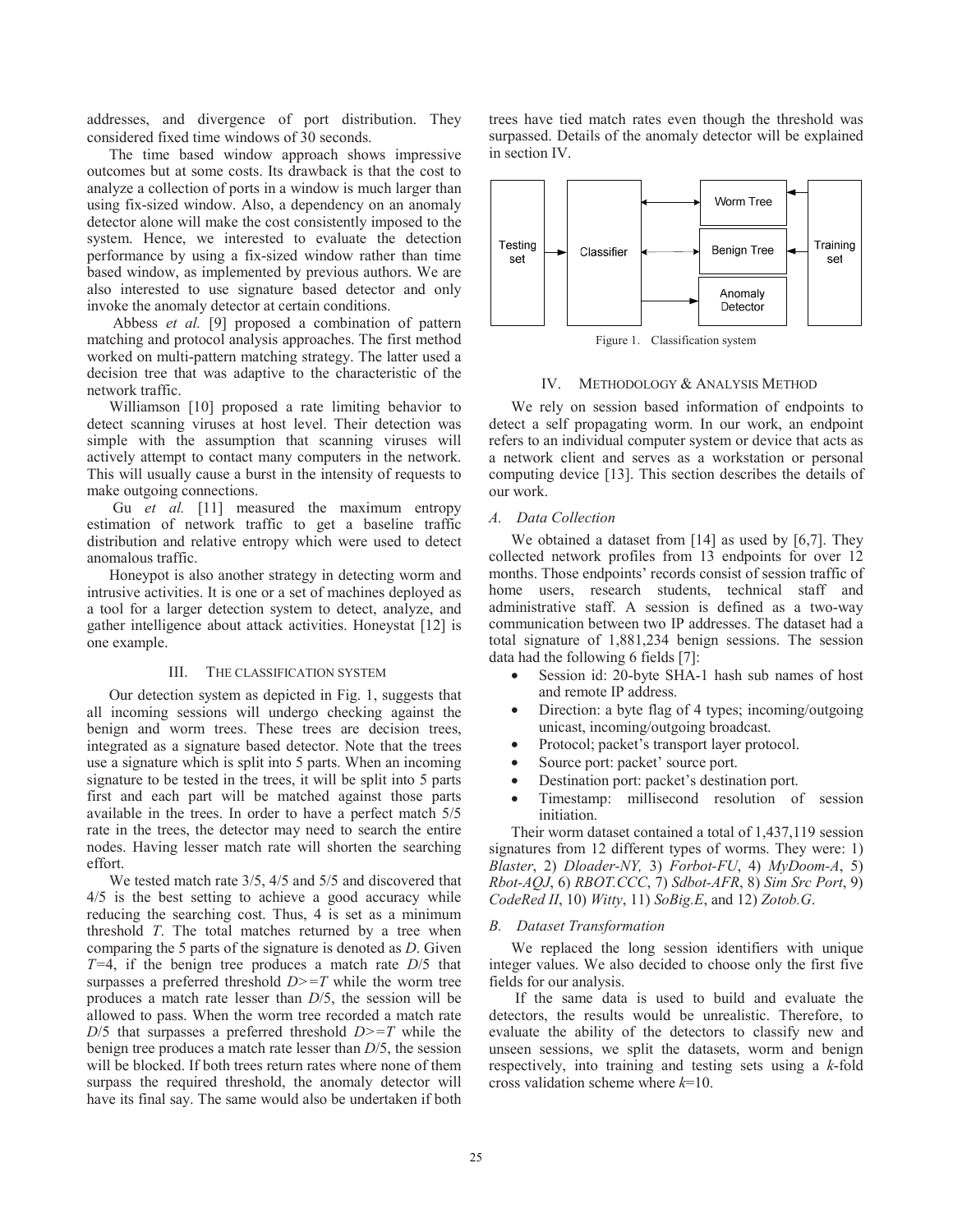addresses, and divergence of port distribution. They considered fixed time windows of 30 seconds.

The time based window approach shows impressive outcomes but at some costs. Its drawback is that the cost to analyze a collection of ports in a window is much larger than using fix-sized window. Also, a dependency on an anomaly detector alone will make the cost consistently imposed to the system. Hence, we interested to evaluate the detection performance by using a fix-sized window rather than time based window, as implemented by previous authors. We are also interested to use signature based detector and only invoke the anomaly detector at certain conditions.

Abbess *et al.* [9] proposed a combination of pattern matching and protocol analysis approaches. The first method worked on multi-pattern matching strategy. The latter used a decision tree that was adaptive to the characteristic of the network traffic.

Williamson [10] proposed a rate limiting behavior to detect scanning viruses at host level. Their detection was simple with the assumption that scanning viruses will actively attempt to contact many computers in the network. This will usually cause a burst in the intensity of requests to make outgoing connections.

Gu *et al.* [11] measured the maximum entropy estimation of network traffic to get a baseline traffic distribution and relative entropy which were used to detect anomalous traffic.

Honeypot is also another strategy in detecting worm and intrusive activities. It is one or a set of machines deployed as a tool for a larger detection system to detect, analyze, and gather intelligence about attack activities. Honeystat [12] is one example.

## III. The Classification System

Our detection system as depicted in Fig. 1, suggests that all incoming sessions will undergo checking against the benign and worm trees. These trees are decision trees, integrated as a signature based detector. Note that the trees use a signature which is split into 5 parts. When an incoming signature to be tested in the trees, it will be split into 5 parts first and each part will be matched against those parts available in the trees. In order to have a perfect match 5/5 rate in the trees, the detector may need to search the entire nodes. Having lesser match rate will shorten the searching effort.

We tested match rate 3/5, 4/5 and 5/5 and discovered that 4/5 is the best setting to achieve a good accuracy while reducing the searching cost. Thus, 4 is set as a minimum threshold $T$. The total matches returned by a tree when comparing the 5 parts of the signature is denoted as $D$. Given $T$=4, if the benign tree produces a match rate $D$/5 that surpasses a preferred threshold $D>=T$ while the worm tree produces a match rate lesser than $D$/5, the session will be allowed to pass. When the worm tree recorded a match rate $D$/5 that surpasses a preferred threshold $D>=T$ while the benign tree produces a match rate lesser than $D$/5, the session will be blocked. If both trees return rates where none of them surpass the required threshold, the anomaly detector will have its final say. The same would also be undertaken if both trees have tied match rates even though the threshold was surpassed. Details of the anomaly detector will be explained in section IV.

Figure 1. Classification system

## IV. Methodology & Analysis Method

We rely on session based information of endpoints to detect a self propagating worm. In our work, an endpoint refers to an individual computer system or device that acts as a network client and serves as a workstation or personal computing device [13]. This section describes the details of our work.

### A. Data Collection

We obtained a dataset from [14] as used by [6,7]. They collected network profiles from 13 endpoints for over 12 months. Those endpoints' records consist of session traffic of home users, research students, technical staff and administrative staff. A session is defined as a two-way communication between two IP addresses. The dataset had a total signature of 1,881,234 benign sessions. The session data had the following 6 fields [7]:

- Session id: 20-byte SHA-1 hash sub names of host and remote IP address.
- Direction: a byte flag of 4 types; incoming/outgoing unicast, incoming/outgoing broadcast.
- Protocol; packet's transport layer protocol.
- Source port: packet' source port.
- Destination port: packet's destination port.
- Timestamp: millisecond resolution of session initiation.

Their worm dataset contained a total of 1,437,119 session signatures from 12 different types of worms. They were: 1) *Blaster*, 2) *Dloader-NY,* 3) *Forbot-FU*, 4) *MyDoom-A*, 5) *Rbot-AQJ*, 6) *RBOT.CCC*, 7) *Sdbot-AFR*, 8) *Sim Src Port*, 9) *CodeRed II*, 10) *Witty*, 11) *SoBig.E*, and 12) *Zotob.G*.

### B. Dataset Transformation

We replaced the long session identifiers with unique integer values. We also decided to choose only the first five fields for our analysis.

If the same data is used to build and evaluate the detectors, the results would be unrealistic. Therefore, to evaluate the ability of the detectors to classify new and unseen sessions, we split the datasets, worm and benign respectively, into training and testing sets using a $k$-fold cross validation scheme where $k$=10.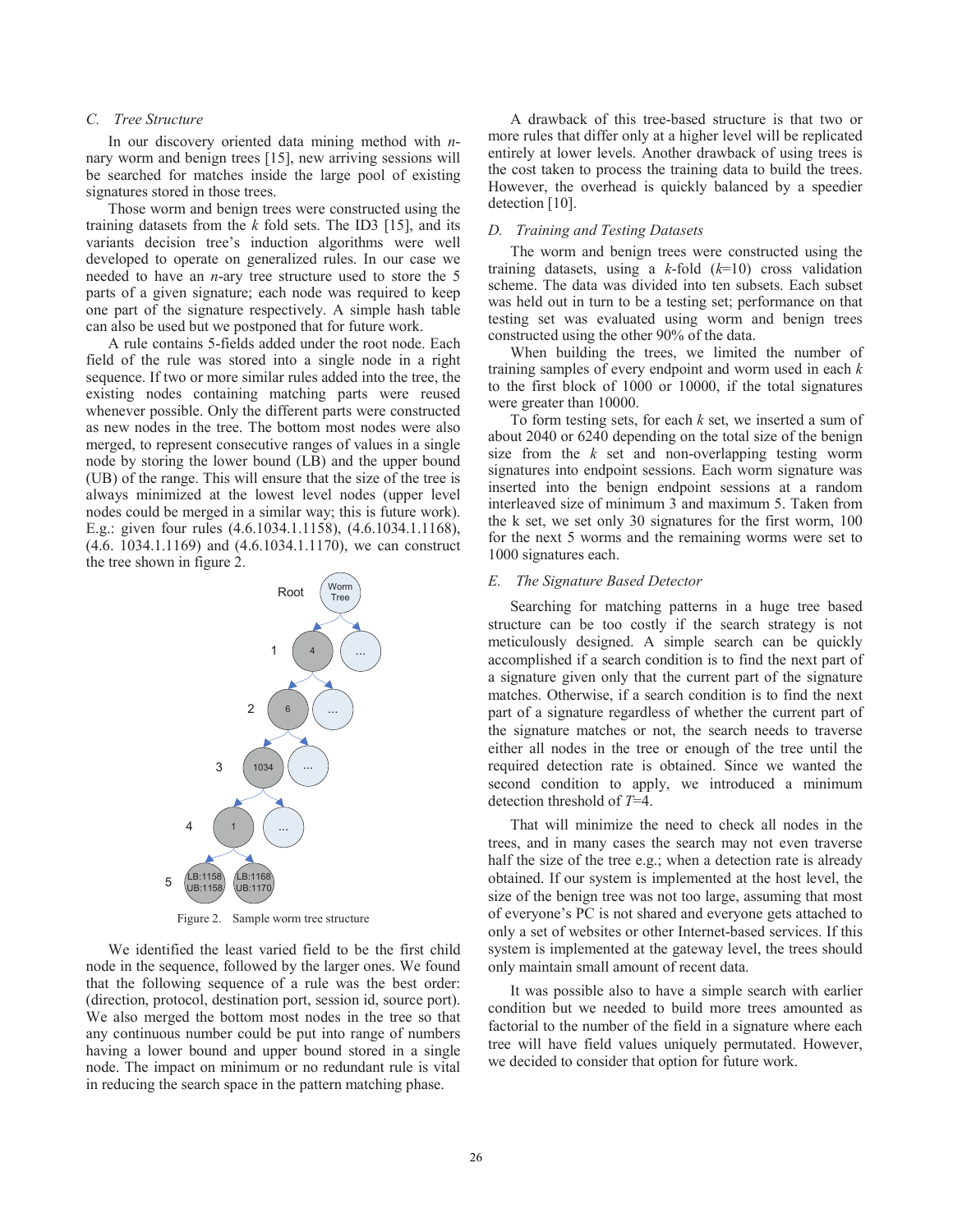### C. Tree Structure

In our discovery oriented data mining method with *n*-nary worm and benign trees [15], new arriving sessions will be searched for matches inside the large pool of existing signatures stored in those trees.

Those worm and benign trees were constructed using the training datasets from the *k* fold sets. The ID3 [15], and its variants decision tree's induction algorithms were well developed to operate on generalized rules. In our case we needed to have an *n*-ary tree structure used to store the 5 parts of a given signature; each node was required to keep one part of the signature respectively. A simple hash table can also be used but we postponed that for future work.

A rule contains 5-fields added under the root node. Each field of the rule was stored into a single node in a right sequence. If two or more similar rules added into the tree, the existing nodes containing matching parts were reused whenever possible. Only the different parts were constructed as new nodes in the tree. The bottom most nodes were also merged, to represent consecutive ranges of values in a single node by storing the lower bound (LB) and the upper bound (UB) of the range. This will ensure that the size of the tree is always minimized at the lowest level nodes (upper level nodes could be merged in a similar way; this is future work). E.g.: given four rules (4.6.1034.1.1158), (4.6.1034.1.1168), (4.6. 1034.1.1169) and (4.6.1034.1.1170), we can construct the tree shown in figure 2.

Figure 2. Sample worm tree structure

We identified the least varied field to be the first child node in the sequence, followed by the larger ones. We found that the following sequence of a rule was the best order: (direction, protocol, destination port, session id, source port). We also merged the bottom most nodes in the tree so that any continuous number could be put into range of numbers having a lower bound and upper bound stored in a single node. The impact on minimum or no redundant rule is vital in reducing the search space in the pattern matching phase.

A drawback of this tree-based structure is that two or more rules that differ only at a higher level will be replicated entirely at lower levels. Another drawback of using trees is the cost taken to process the training data to build the trees. However, the overhead is quickly balanced by a speedier detection [10].

### D. Training and Testing Datasets

The worm and benign trees were constructed using the training datasets, using a *k*-fold ($k$=10) cross validation scheme. The data was divided into ten subsets. Each subset was held out in turn to be a testing set; performance on that testing set was evaluated using worm and benign trees constructed using the other 90% of the data.

When building the trees, we limited the number of training samples of every endpoint and worm used in each *k* to the first block of 1000 or 10000, if the total signatures were greater than 10000.

To form testing sets, for each *k* set, we inserted a sum of about 2040 or 6240 depending on the total size of the benign size from the *k* set and non-overlapping testing worm signatures into endpoint sessions. Each worm signature was inserted into the benign endpoint sessions at a random interleaved size of minimum 3 and maximum 5. Taken from the k set, we set only 30 signatures for the first worm, 100 for the next 5 worms and the remaining worms were set to 1000 signatures each.

### E. The Signature Based Detector

Searching for matching patterns in a huge tree based structure can be too costly if the search strategy is not meticulously designed. A simple search can be quickly accomplished if a search condition is to find the next part of a signature given only that the current part of the signature matches. Otherwise, if a search condition is to find the next part of a signature regardless of whether the current part of the signature matches or not, the search needs to traverse either all nodes in the tree or enough of the tree until the required detection rate is obtained. Since we wanted the second condition to apply, we introduced a minimum detection threshold of $T$=4.

That will minimize the need to check all nodes in the trees, and in many cases the search may not even traverse half the size of the tree e.g.; when a detection rate is already obtained. If our system is implemented at the host level, the size of the benign tree was not too large, assuming that most of everyone's PC is not shared and everyone gets attached to only a set of websites or other Internet-based services. If this system is implemented at the gateway level, the trees should only maintain small amount of recent data.

It was possible also to have a simple search with earlier condition but we needed to build more trees amounted as factorial to the number of the field in a signature where each tree will have field values uniquely permutated. However, we decided to consider that option for future work.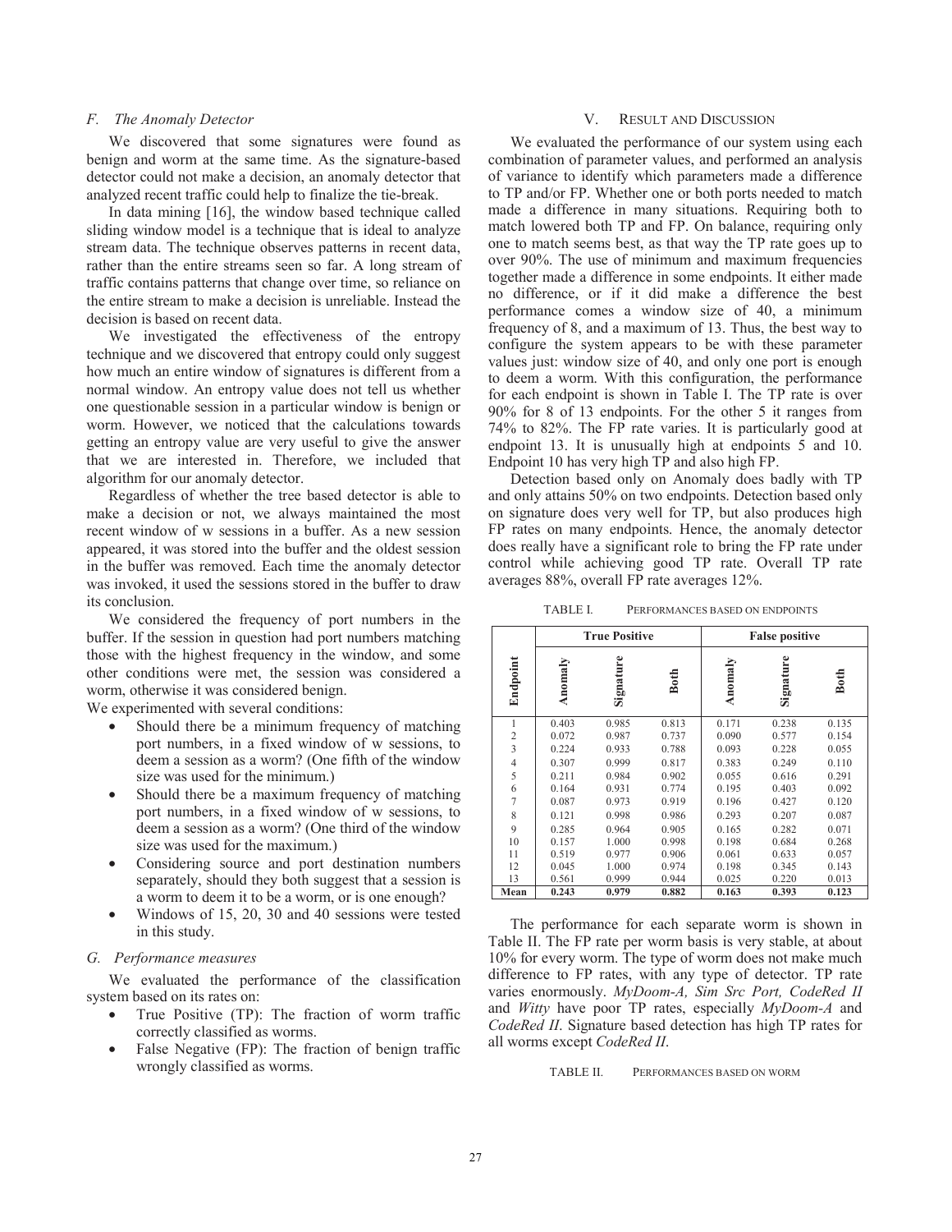### F. The Anomaly Detector

We discovered that some signatures were found as benign and worm at the same time. As the signature-based detector could not make a decision, an anomaly detector that analyzed recent traffic could help to finalize the tie-break.

In data mining [16], the window based technique called sliding window model is a technique that is ideal to analyze stream data. The technique observes patterns in recent data, rather than the entire streams seen so far. A long stream of traffic contains patterns that change over time, so reliance on the entire stream to make a decision is unreliable. Instead the decision is based on recent data.

We investigated the effectiveness of the entropy technique and we discovered that entropy could only suggest how much an entire window of signatures is different from a normal window. An entropy value does not tell us whether one questionable session in a particular window is benign or worm. However, we noticed that the calculations towards getting an entropy value are very useful to give the answer that we are interested in. Therefore, we included that algorithm for our anomaly detector.

Regardless of whether the tree based detector is able to make a decision or not, we always maintained the most recent window of w sessions in a buffer. As a new session appeared, it was stored into the buffer and the oldest session in the buffer was removed. Each time the anomaly detector was invoked, it used the sessions stored in the buffer to draw its conclusion.

We considered the frequency of port numbers in the buffer. If the session in question had port numbers matching those with the highest frequency in the window, and some other conditions were met, the session was considered a worm, otherwise it was considered benign.

We experimented with several conditions:

- Should there be a minimum frequency of matching port numbers, in a fixed window of w sessions, to deem a session as a worm? (One fifth of the window size was used for the minimum.)
- Should there be a maximum frequency of matching port numbers, in a fixed window of w sessions, to deem a session as a worm? (One third of the window size was used for the maximum.)
- Considering source and port destination numbers separately, should they both suggest that a session is a worm to deem it to be a worm, or is one enough?
- Windows of 15, 20, 30 and 40 sessions were tested in this study.

### G. Performance measures

We evaluated the performance of the classification system based on its rates on:

- True Positive (TP): The fraction of worm traffic correctly classified as worms.
- False Negative (FP): The fraction of benign traffic wrongly classified as worms.

## V. Result and Discussion

We evaluated the performance of our system using each combination of parameter values, and performed an analysis of variance to identify which parameters made a difference to TP and/or FP. Whether one or both ports needed to match made a difference in many situations. Requiring both to match lowered both TP and FP. On balance, requiring only one to match seems best, as that way the TP rate goes up to over 90%. The use of minimum and maximum frequencies together made a difference in some endpoints. It either made no difference, or if it did make a difference the best performance comes a window size of 40, a minimum frequency of 8, and a maximum of 13. Thus, the best way to configure the system appears to be with these parameter values just: window size of 40, and only one port is enough to deem a worm. With this configuration, the performance for each endpoint is shown in Table I. The TP rate is over 90% for 8 of 13 endpoints. For the other 5 it ranges from 74% to 82%. The FP rate varies. It is particularly good at endpoint 13. It is unusually high at endpoints 5 and 10. Endpoint 10 has very high TP and also high FP.

Detection based only on Anomaly does badly with TP and only attains 50% on two endpoints. Detection based only on signature does very well for TP, but also produces high FP rates on many endpoints. Hence, the anomaly detector does really have a significant role to bring the FP rate under control while achieving good TP rate. Overall TP rate averages 88%, overall FP rate averages 12%.

TABLE I. Performances based on endpoints

| | True Positive | | | False positive | | |
|---|---|---|---|---|---|---|
| **Endpoint** | **Anomaly** | **Signature** | **Both** | **Anomaly** | **Signature** | **Both** |
| 1 | 0.403 | 0.985 | 0.813 | 0.171 | 0.238 | 0.135 |
| 2 | 0.072 | 0.987 | 0.737 | 0.090 | 0.577 | 0.154 |
| 3 | 0.224 | 0.933 | 0.788 | 0.093 | 0.228 | 0.055 |
| 4 | 0.307 | 0.999 | 0.817 | 0.383 | 0.249 | 0.110 |
| 5 | 0.211 | 0.984 | 0.902 | 0.055 | 0.616 | 0.291 |
| 6 | 0.164 | 0.931 | 0.774 | 0.195 | 0.403 | 0.092 |
| 7 | 0.087 | 0.973 | 0.919 | 0.196 | 0.427 | 0.120 |
| 8 | 0.121 | 0.998 | 0.986 | 0.293 | 0.207 | 0.087 |
| 9 | 0.285 | 0.964 | 0.905 | 0.165 | 0.282 | 0.071 |
| 10 | 0.157 | 1.000 | 0.998 | 0.198 | 0.684 | 0.268 |
| 11 | 0.519 | 0.977 | 0.906 | 0.061 | 0.633 | 0.057 |
| 12 | 0.045 | 1.000 | 0.974 | 0.198 | 0.345 | 0.143 |
| 13 | 0.561 | 0.999 | 0.944 | 0.025 | 0.220 | 0.013 |
| **Mean** | **0.243** | **0.979** | **0.882** | **0.163** | **0.393** | **0.123** |

The performance for each separate worm is shown in Table II. The FP rate per worm basis is very stable, at about 10% for every worm. The type of worm does not make much difference to FP rates, with any type of detector. TP rate varies enormously. *MyDoom-A, Sim Src Port, CodeRed II* and *Witty* have poor TP rates, especially *MyDoom-A* and *CodeRed II*. Signature based detection has high TP rates for all worms except *CodeRed II*.

TABLE II. Performances based on worm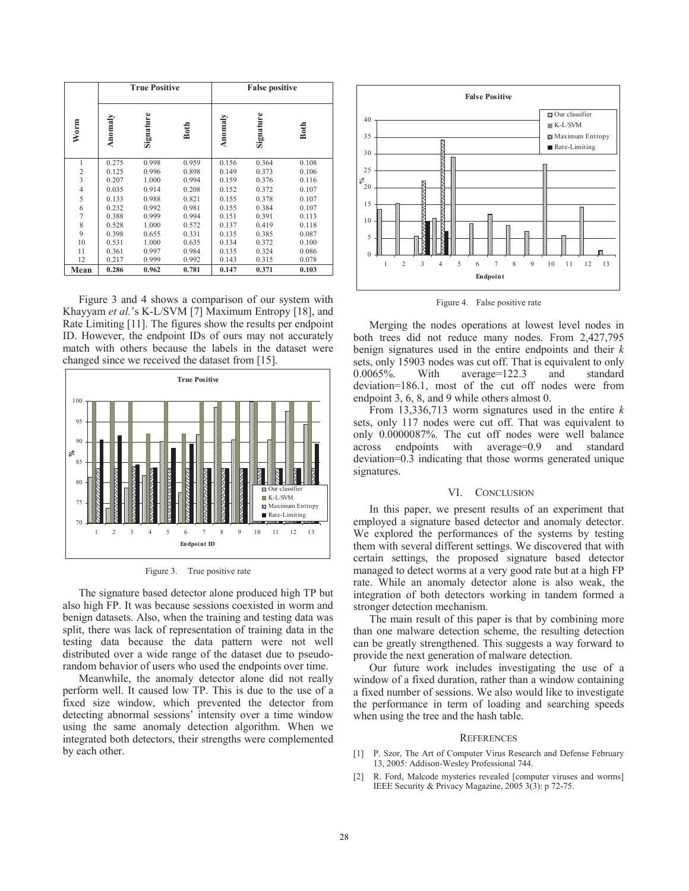| Worm | True Positive | | | False positive | | |
|---|---|---|---|---|---|---|
| | Anomaly | Signature | Both | Anomaly | Signature | Both |
| 1 | 0.275 | 0.998 | 0.959 | 0.156 | 0.364 | 0.108 |
| 2 | 0.125 | 0.996 | 0.898 | 0.149 | 0.373 | 0.106 |
| 3 | 0.207 | 1.000 | 0.994 | 0.159 | 0.376 | 0.116 |
| 4 | 0.035 | 0.914 | 0.208 | 0.152 | 0.372 | 0.107 |
| 5 | 0.133 | 0.988 | 0.821 | 0.155 | 0.378 | 0.107 |
| 6 | 0.232 | 0.992 | 0.981 | 0.155 | 0.384 | 0.107 |
| 7 | 0.388 | 0.999 | 0.994 | 0.151 | 0.391 | 0.113 |
| 8 | 0.528 | 1.000 | 0.572 | 0.137 | 0.419 | 0.118 |
| 9 | 0.398 | 0.655 | 0.331 | 0.135 | 0.385 | 0.087 |
| 10 | 0.531 | 1.000 | 0.635 | 0.134 | 0.372 | 0.100 |
| 11 | 0.361 | 0.997 | 0.984 | 0.135 | 0.324 | 0.086 |
| 12 | 0.217 | 0.999 | 0.992 | 0.143 | 0.315 | 0.078 |
| **Mean** | **0.286** | **0.962** | **0.781** | **0.147** | **0.371** | **0.103** |

Figure 3 and 4 shows a comparison of our system with Khayyam *et al.*'s K-L/SVM [7] Maximum Entropy [18], and Rate Limiting [11]. The figures show the results per endpoint ID. However, the endpoint IDs of ours may not accurately match with others because the labels in the dataset were changed since we received the dataset from [15].

Figure 3. True positive rate

The signature based detector alone produced high TP but also high FP. It was because sessions coexisted in worm and benign datasets. Also, when the training and testing data was split, there was lack of representation of training data in the testing data because the data pattern were not well distributed over a wide range of the dataset due to pseudo-random behavior of users who used the endpoints over time.

Meanwhile, the anomaly detector alone did not really perform well. It caused low TP. This is due to the use of a fixed size window, which prevented the detector from detecting abnormal sessions' intensity over a time window using the same anomaly detection algorithm. When we integrated both detectors, their strengths were complemented by each other.

Figure 4. False positive rate

Merging the nodes operations at lowest level nodes in both trees did not reduce many nodes. From 2,427,795 benign signatures used in the entire endpoints and their $k$ sets, only 15903 nodes was cut off. That is equivalent to only 0.0065%. With average=122.3 and standard deviation=186.1, most of the cut off nodes were from endpoint 3, 6, 8, and 9 while others almost 0.

From 13,336,713 worm signatures used in the entire $k$ sets, only 117 nodes were cut off. That was equivalent to only 0.0000087%. The cut off nodes were well balance across endpoints with average=0.9 and standard deviation=0.3 indicating that those worms generated unique signatures.

## VI. Conclusion

In this paper, we present results of an experiment that employed a signature based detector and anomaly detector. We explored the performances of the systems by testing them with several different settings. We discovered that with certain settings, the proposed signature based detector managed to detect worms at a very good rate but at a high FP rate. While an anomaly detector alone is also weak, the integration of both detectors working in tandem formed a stronger detection mechanism.

The main result of this paper is that by combining more than one malware detection scheme, the resulting detection can be greatly strengthened. This suggests a way forward to provide the next generation of malware detection.

Our future work includes investigating the use of a window of a fixed duration, rather than a window containing a fixed number of sessions. We also would like to investigate the performance in term of loading and searching speeds when using the tree and the hash table.

## References

[1] P. Szor, The Art of Computer Virus Research and Defense February 13, 2005: Addison-Wesley Professional 744.

[2] R. Ford, Malcode mysteries revealed [computer viruses and worms] IEEE Security & Privacy Magazine, 2005 3(3): p 72-75.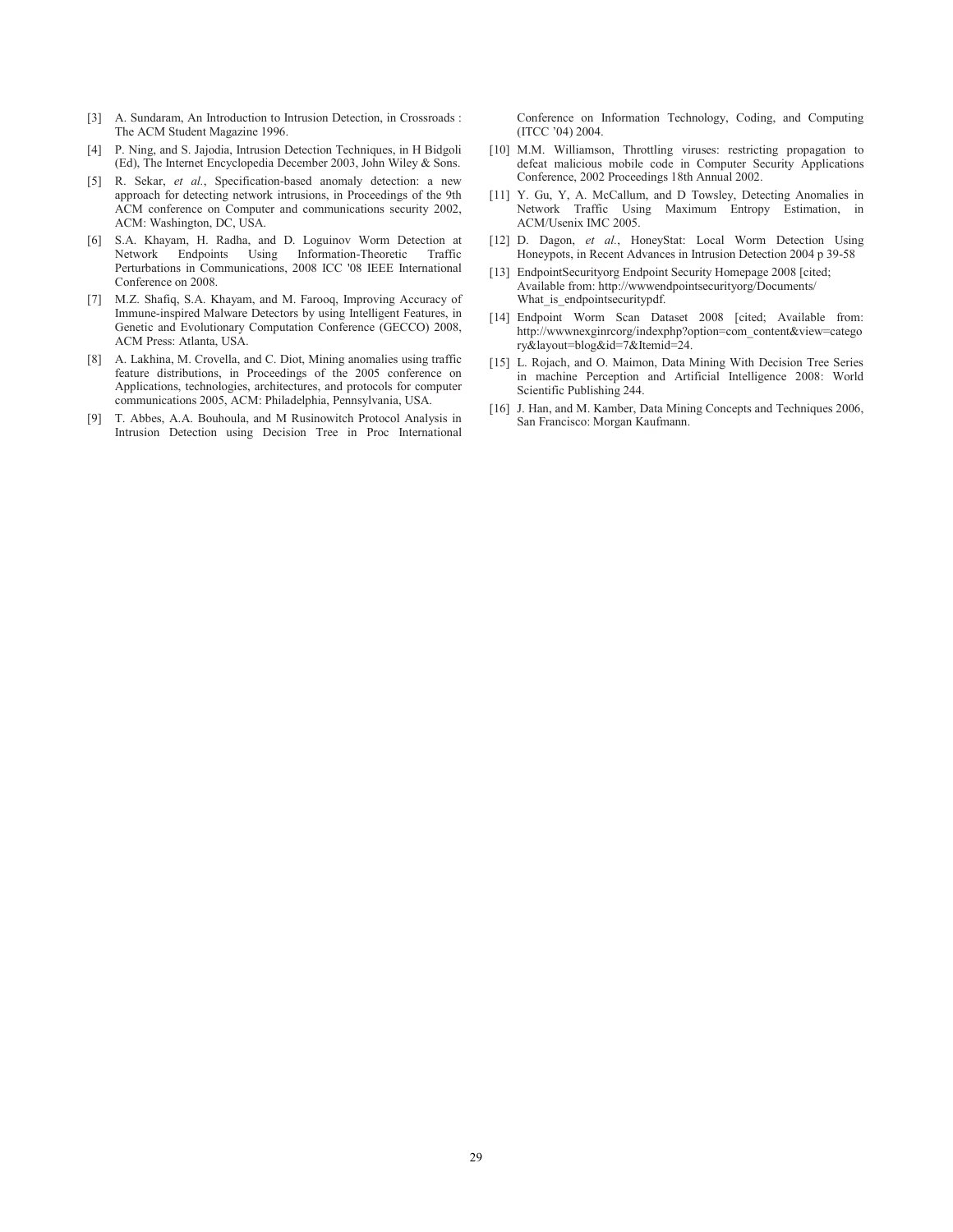[3] A. Sundaram, An Introduction to Intrusion Detection, in Crossroads : The ACM Student Magazine 1996.

[4] P. Ning, and S. Jajodia, Intrusion Detection Techniques, in H Bidgoli (Ed), The Internet Encyclopedia December 2003, John Wiley & Sons.

[5] R. Sekar, *et al.*, Specification-based anomaly detection: a new approach for detecting network intrusions, in Proceedings of the 9th ACM conference on Computer and communications security 2002, ACM: Washington, DC, USA.

[6] S.A. Khayam, H. Radha, and D. Loguinov Worm Detection at Network Endpoints Using Information-Theoretic Traffic Perturbations in Communications, 2008 ICC '08 IEEE International Conference on 2008.

[7] M.Z. Shafiq, S.A. Khayam, and M. Farooq, Improving Accuracy of Immune-inspired Malware Detectors by using Intelligent Features, in Genetic and Evolutionary Computation Conference (GECCO) 2008, ACM Press: Atlanta, USA.

[8] A. Lakhina, M. Crovella, and C. Diot, Mining anomalies using traffic feature distributions, in Proceedings of the 2005 conference on Applications, technologies, architectures, and protocols for computer communications 2005, ACM: Philadelphia, Pennsylvania, USA.

[9] T. Abbes, A.A. Bouhoula, and M Rusinowitch Protocol Analysis in Intrusion Detection using Decision Tree in Proc International Conference on Information Technology, Coding, and Computing (ITCC '04) 2004.

[10] M.M. Williamson, Throttling viruses: restricting propagation to defeat malicious mobile code in Computer Security Applications Conference, 2002 Proceedings 18th Annual 2002.

[11] Y. Gu, Y, A. McCallum, and D Towsley, Detecting Anomalies in Network Traffic Using Maximum Entropy Estimation, in ACM/Usenix IMC 2005.

[12] D. Dagon, *et al.*, HoneyStat: Local Worm Detection Using Honeypots, in Recent Advances in Intrusion Detection 2004 p 39-58

[13] EndpointSecurityorg Endpoint Security Homepage 2008 [cited; Available from: http://wwwendpointsecurityorg/Documents/What_is_endpointsecuritypdf.

[14] Endpoint Worm Scan Dataset 2008 [cited; Available from: http://wwwnexginrcorg/indexphp?option=com_content&view=category&layout=blog&id=7&Itemid=24.

[15] L. Rojach, and O. Maimon, Data Mining With Decision Tree Series in machine Perception and Artificial Intelligence 2008: World Scientific Publishing 244.

[16] J. Han, and M. Kamber, Data Mining Concepts and Techniques 2006, San Francisco: Morgan Kaufmann.